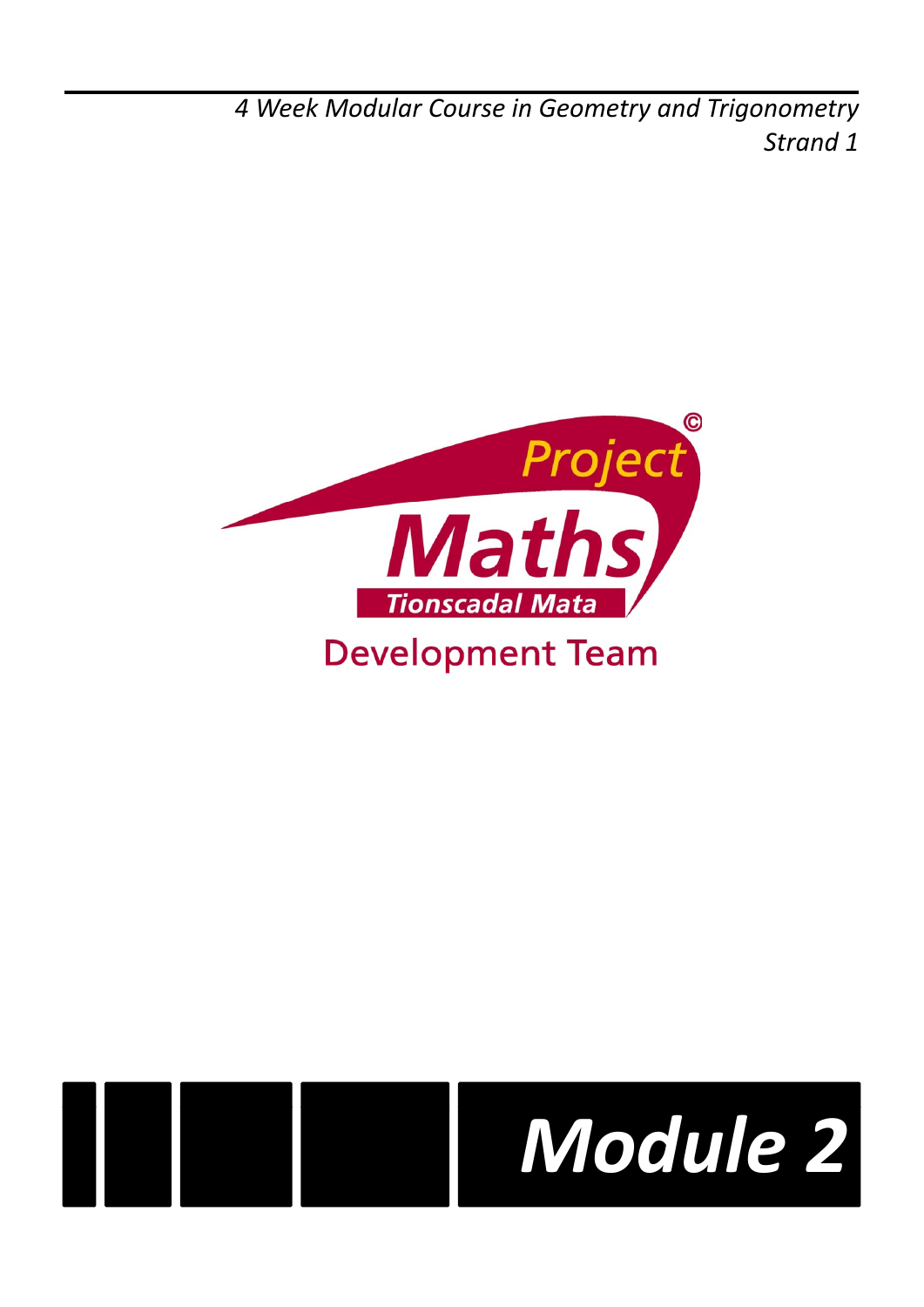*4 Week Modular Course in Geometry and Trigonometry*
*Strand 1*

Project Maths

Tionscadal Mata

Development Team

# *Module 2*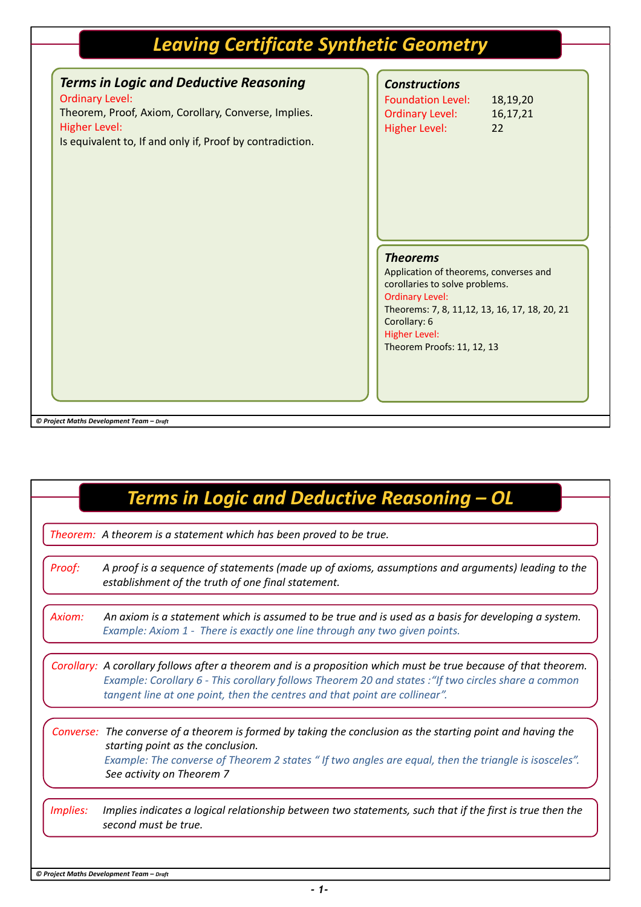# Leaving Certificate Synthetic Geometry

### Terms in Logic and Deductive Reasoning

Ordinary Level:

Theorem, Proof, Axiom, Corollary, Converse, Implies.

Higher Level:

Is equivalent to, If and only if, Proof by contradiction.

### Constructions

Foundation Level: 18,19,20

Ordinary Level: 16,17,21

Higher Level: 22

### Theorems

Application of theorems, converses and corollaries to solve problems.

Ordinary Level:

Theorems: 7, 8, 11,12, 13, 16, 17, 18, 20, 21

Corollary: 6

Higher Level:

Theorem Proofs: 11, 12, 13

# Terms in Logic and Deductive Reasoning – OL

*Theorem:* *A theorem is a statement which has been proved to be true.*

*Proof:* *A proof is a sequence of statements (made up of axioms, assumptions and arguments) leading to the establishment of the truth of one final statement.*

*Axiom:* *An axiom is a statement which is assumed to be true and is used as a basis for developing a system.*
*Example: Axiom 1 - There is exactly one line through any two given points.*

*Corollary:* *A corollary follows after a theorem and is a proposition which must be true because of that theorem.*
*Example: Corollary 6 - This corollary follows Theorem 20 and states :"If two circles share a common tangent line at one point, then the centres and that point are collinear".*

*Converse:* *The converse of a theorem is formed by taking the conclusion as the starting point and having the starting point as the conclusion.*
*Example: The converse of Theorem 2 states " If two angles are equal, then the triangle is isosceles".*
*See activity on Theorem 7*

*Implies:* *Implies indicates a logical relationship between two statements, such that if the first is true then the second must be true.*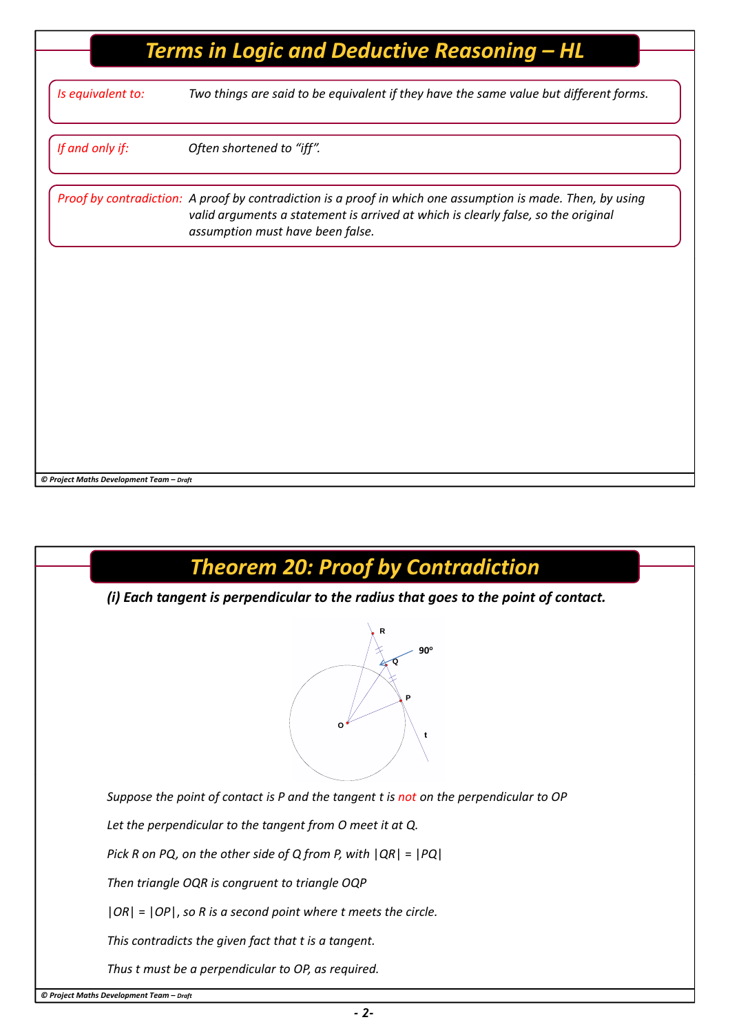# Terms in Logic and Deductive Reasoning – HL

*Is equivalent to:* *Two things are said to be equivalent if they have the same value but different forms.*

*If and only if:* *Often shortened to "iff".*

*Proof by contradiction:* *A proof by contradiction is a proof in which one assumption is made. Then, by using valid arguments a statement is arrived at which is clearly false, so the original assumption must have been false.*

# Theorem 20: Proof by Contradiction

***(i) Each tangent is perpendicular to the radius that goes to the point of contact.***

*Suppose the point of contact is P and the tangent t is not on the perpendicular to OP*

*Let the perpendicular to the tangent from O meet it at Q.*

*Pick R on PQ, on the other side of Q from P, with $|QR| = |PQ|$*

*Then triangle OQR is congruent to triangle OQP*

*$|OR| = |OP|$, so R is a second point where t meets the circle.*

*This contradicts the given fact that t is a tangent.*

*Thus t must be a perpendicular to OP, as required.*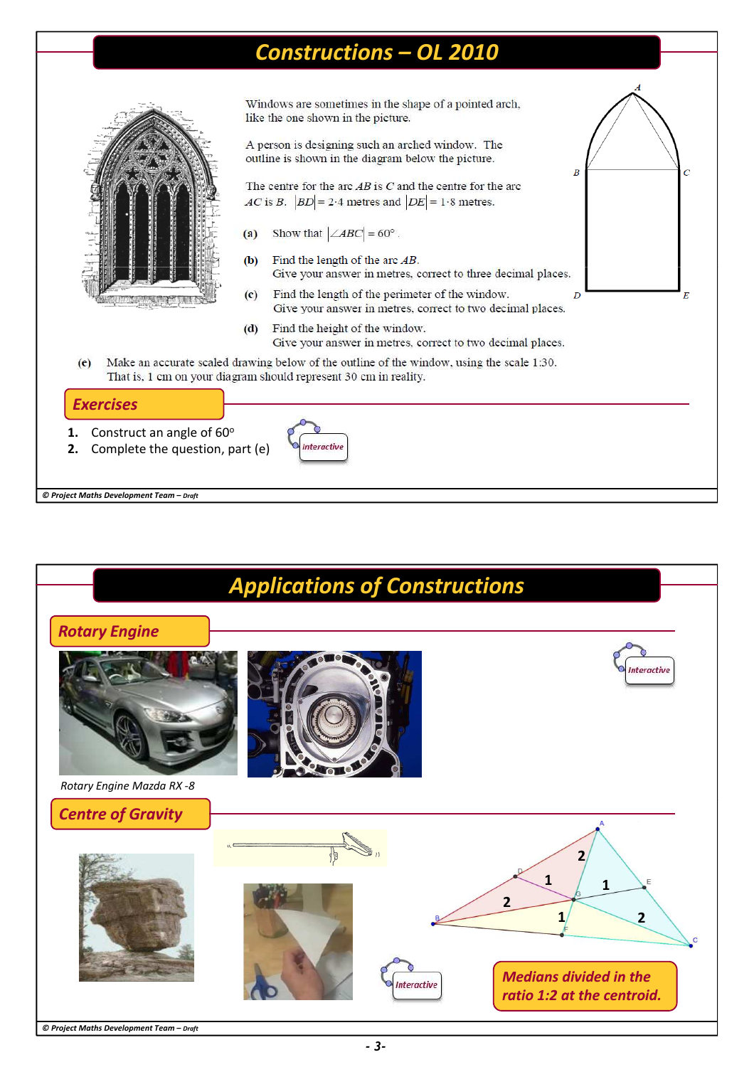# Constructions – OL 2010

Windows are sometimes in the shape of a pointed arch, like the one shown in the picture.

A person is designing such an arched window. The outline is shown in the diagram below the picture.

The centre for the arc $AB$ is $C$ and the centre for the arc $AC$ is $B$. $|BD| = 2{\cdot}4$ metres and $|DE| = 1{\cdot}8$ metres.

**(a)** Show that $|\angle ABC| = 60°$.

**(b)** Find the length of the arc $AB$.
Give your answer in metres, correct to three decimal places.

**(c)** Find the length of the perimeter of the window.
Give your answer in metres, correct to two decimal places.

**(d)** Find the height of the window.
Give your answer in metres, correct to two decimal places.

**(e)** Make an accurate scaled drawing below of the outline of the window, using the scale 1:30.
That is, 1 cm on your diagram should represent 30 cm in reality.

## Exercises

1. Construct an angle of 60°
2. Complete the question, part (e)

*Interactive*

# Applications of Constructions

## Rotary Engine

*Interactive*

*Rotary Engine Mazda RX -8*

## Centre of Gravity

*Interactive*

*Medians divided in the ratio 1:2 at the centroid.*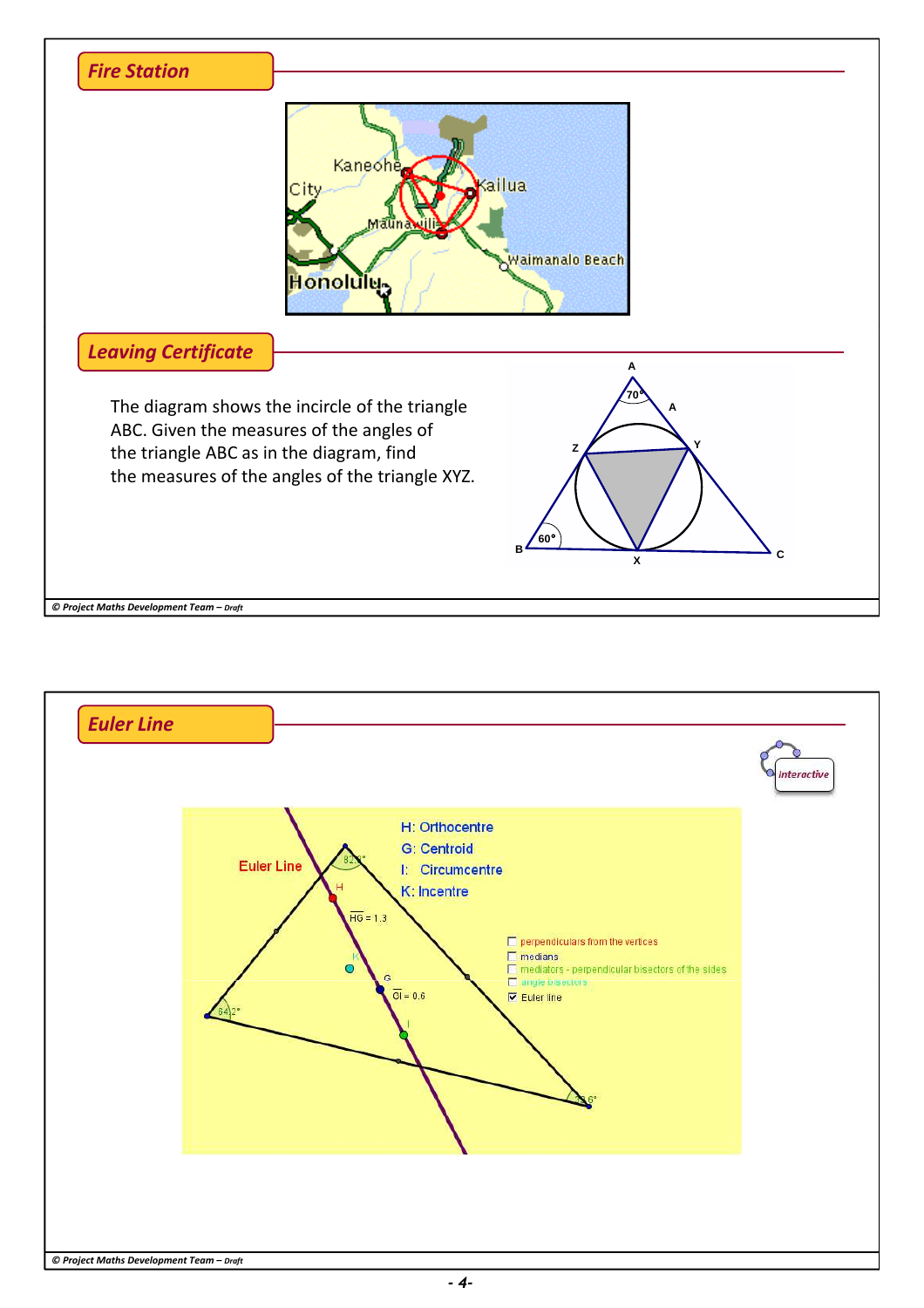## Fire Station

## Leaving Certificate

The diagram shows the incircle of the triangle ABC. Given the measures of the angles of the triangle ABC as in the diagram, find the measures of the angles of the triangle XYZ.

## Euler Line

H: Orthocentre

G: Centroid

I: Circumcentre

K: Incentre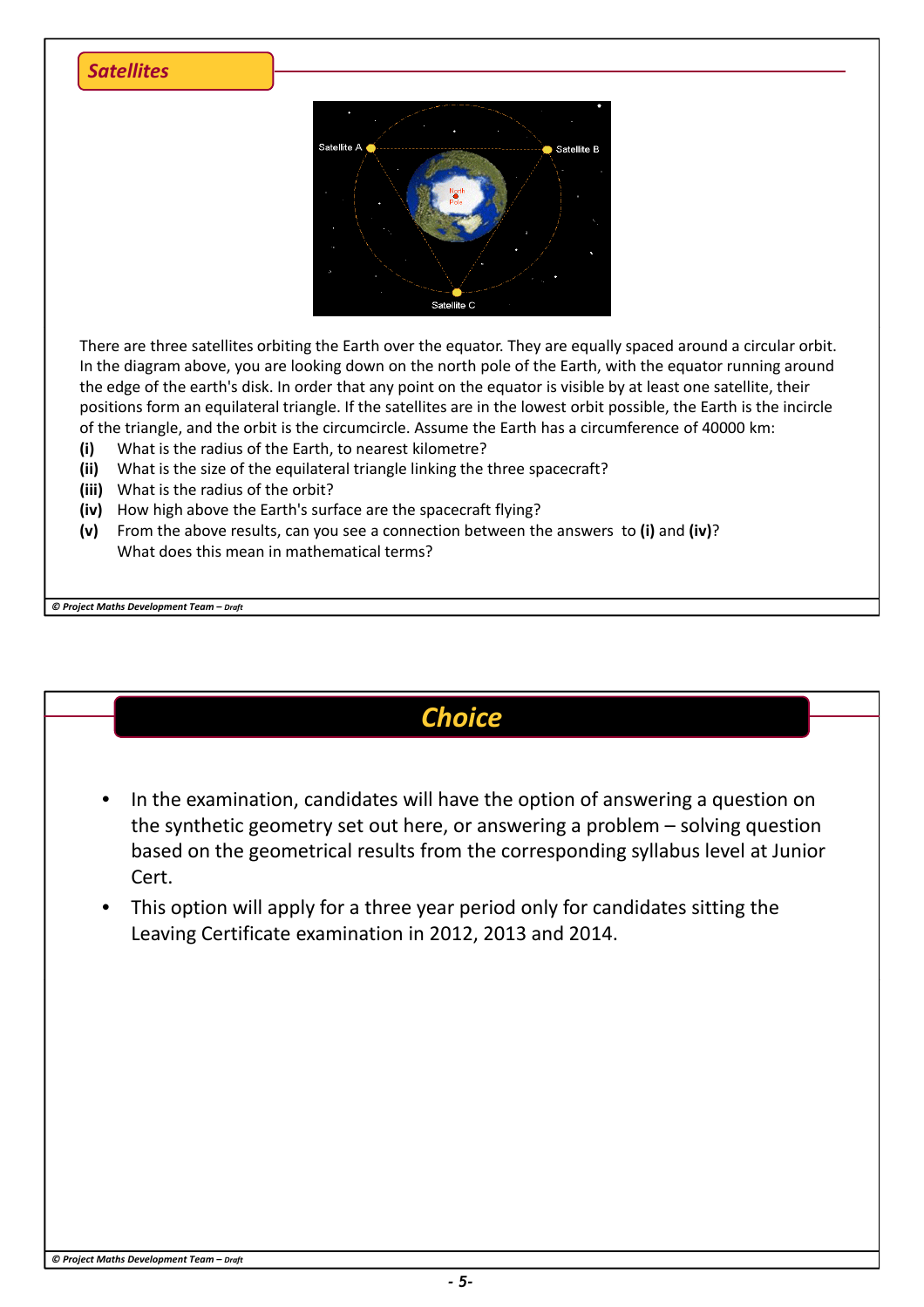## Satellites

There are three satellites orbiting the Earth over the equator. They are equally spaced around a circular orbit. In the diagram above, you are looking down on the north pole of the Earth, with the equator running around the edge of the earth's disk. In order that any point on the equator is visible by at least one satellite, their positions form an equilateral triangle. If the satellites are in the lowest orbit possible, the Earth is the incircle of the triangle, and the orbit is the circumcircle. Assume the Earth has a circumference of 40000 km:

**(i)** What is the radius of the Earth, to nearest kilometre?

**(ii)** What is the size of the equilateral triangle linking the three spacecraft?

**(iii)** What is the radius of the orbit?

**(iv)** How high above the Earth's surface are the spacecraft flying?

**(v)** From the above results, can you see a connection between the answers to **(i)** and **(iv)**? What does this mean in mathematical terms?

## Choice

- In the examination, candidates will have the option of answering a question on the synthetic geometry set out here, or answering a problem – solving question based on the geometrical results from the corresponding syllabus level at Junior Cert.
- This option will apply for a three year period only for candidates sitting the Leaving Certificate examination in 2012, 2013 and 2014.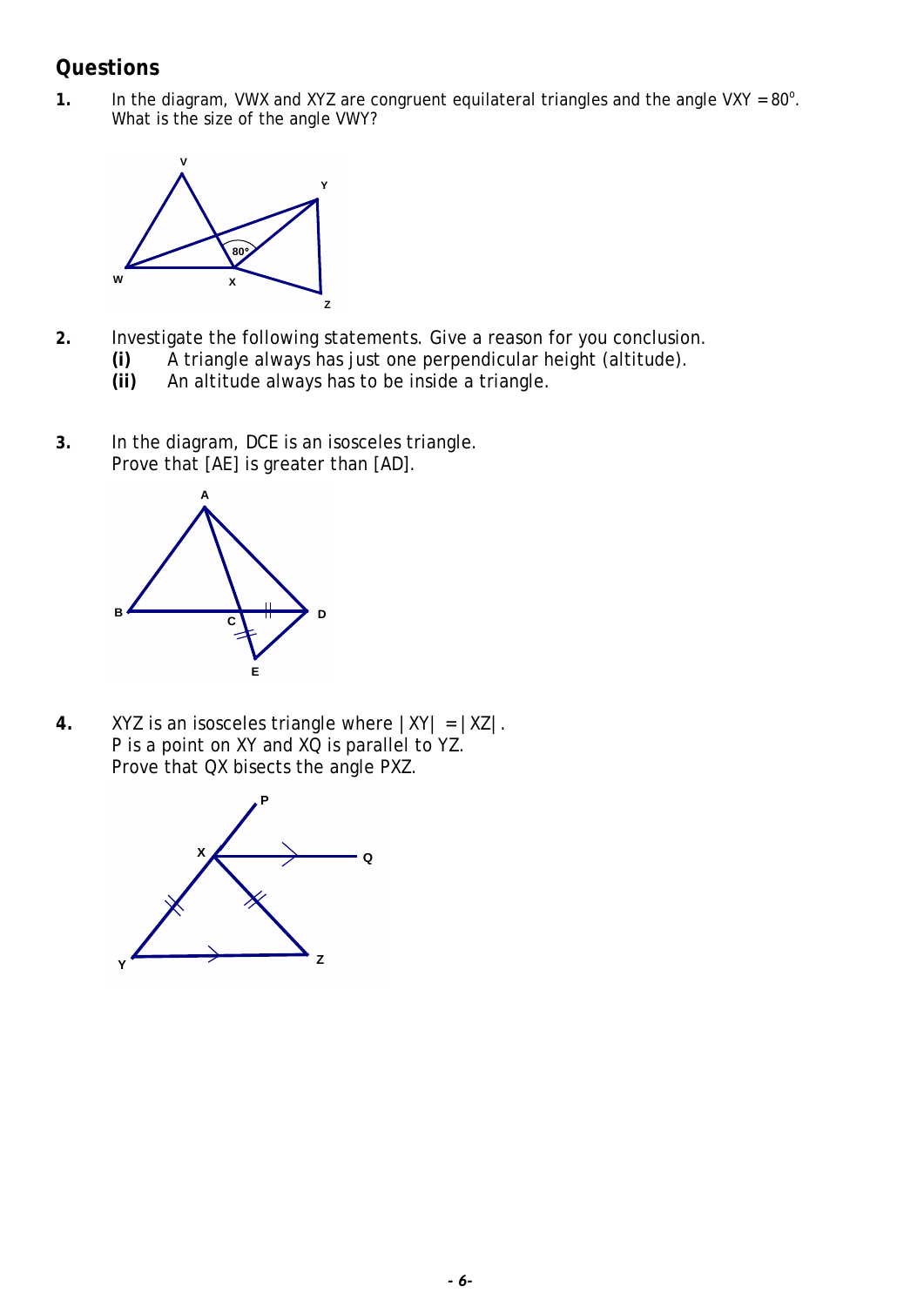## Questions

**1.** In the diagram, VWX and XYZ are congruent equilateral triangles and the angle VXY = 80°. What is the size of the angle VWY?

V
Y
80°
W
X
Z

**2.** Investigate the following statements. Give a reason for you conclusion.

**(i)** A triangle always has just one perpendicular height (altitude).

**(ii)** An altitude always has to be inside a triangle.

**3.** In the diagram, DCE is an isosceles triangle.
Prove that [AE] is greater than [AD].

A
B
C
D
E

**4.** XYZ is an isosceles triangle where |XY| = |XZ|.
P is a point on XY and XQ is parallel to YZ.
Prove that QX bisects the angle PXZ.

P
X
Q
Y
Z